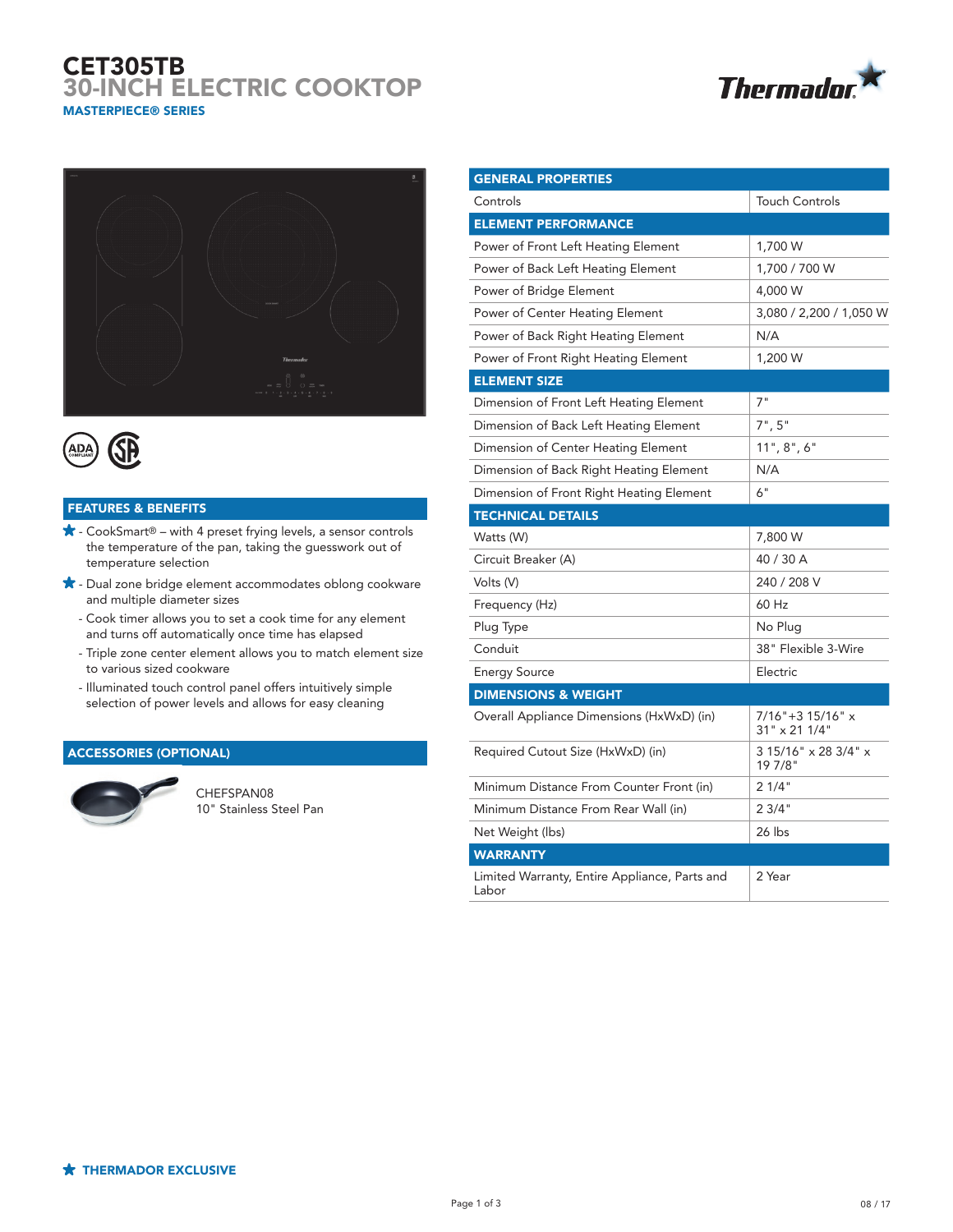# CET305TB

## 30-INCH ELECTRIC COOKTOP

### MASTERPIECE® SERIES

## FEATURES & BENEFITS

- ★ - CookSmart® – with 4 preset frying levels, a sensor controls the temperature of the pan, taking the guesswork out of temperature selection
- ★ - Dual zone bridge element accommodates oblong cookware and multiple diameter sizes
- - Cook timer allows you to set a cook time for any element and turns off automatically once time has elapsed
- - Triple zone center element allows you to match element size to various sized cookware
- - Illuminated touch control panel offers intuitively simple selection of power levels and allows for easy cleaning

## ACCESSORIES (OPTIONAL)

CHEFSPAN08
10" Stainless Steel Pan

| GENERAL PROPERTIES | |
|---|---|
| Controls | Touch Controls |
| **ELEMENT PERFORMANCE** | |
| Power of Front Left Heating Element | 1,700 W |
| Power of Back Left Heating Element | 1,700 / 700 W |
| Power of Bridge Element | 4,000 W |
| Power of Center Heating Element | 3,080 / 2,200 / 1,050 W |
| Power of Back Right Heating Element | N/A |
| Power of Front Right Heating Element | 1,200 W |
| **ELEMENT SIZE** | |
| Dimension of Front Left Heating Element | 7" |
| Dimension of Back Left Heating Element | 7", 5" |
| Dimension of Center Heating Element | 11", 8", 6" |
| Dimension of Back Right Heating Element | N/A |
| Dimension of Front Right Heating Element | 6" |
| **TECHNICAL DETAILS** | |
| Watts (W) | 7,800 W |
| Circuit Breaker (A) | 40 / 30 A |
| Volts (V) | 240 / 208 V |
| Frequency (Hz) | 60 Hz |
| Plug Type | No Plug |
| Conduit | 38" Flexible 3-Wire |
| Energy Source | Electric |
| **DIMENSIONS & WEIGHT** | |
| Overall Appliance Dimensions (HxWxD) (in) | 7/16"+3 15/16" x 31" x 21 1/4" |
| Required Cutout Size (HxWxD) (in) | 3 15/16" x 28 3/4" x 19 7/8" |
| Minimum Distance From Counter Front (in) | 2 1/4" |
| Minimum Distance From Rear Wall (in) | 2 3/4" |
| Net Weight (lbs) | 26 lbs |
| **WARRANTY** | |
| Limited Warranty, Entire Appliance, Parts and Labor | 2 Year |

★ THERMADOR EXCLUSIVE

08 / 17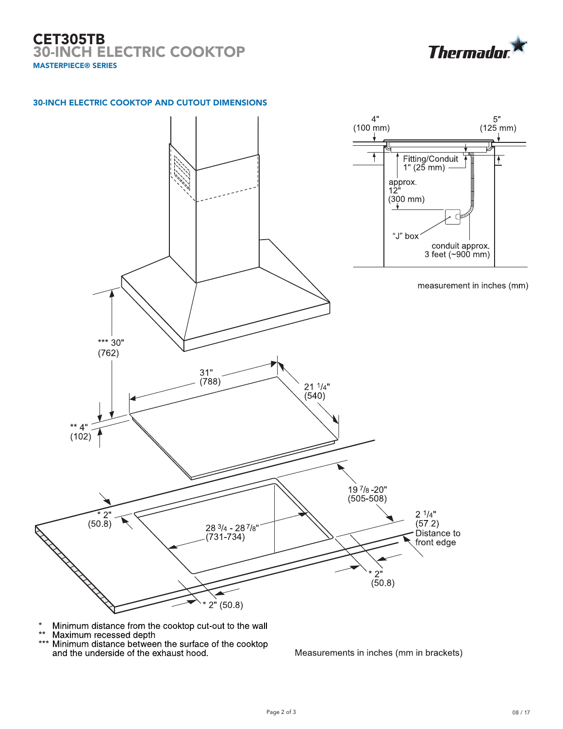# CET305TB
## 30-INCH ELECTRIC COOKTOP
### MASTERPIECE® SERIES

### 30-INCH ELECTRIC COOKTOP AND CUTOUT DIMENSIONS

4" (100 mm)

5" (125 mm)

Fitting/Conduit 1" (25 mm)

approx. 12" (300 mm)

"J" box

conduit approx. 3 feet (~900 mm)

measurement in inches (mm)

*** 30" (762)

31" (788)

21 1/4" (540)

** 4" (102)

19 7/8 -20" (505-508)

* 2" (50.8)

28 3/4 - 28 7/8" (731-734)

2 1/4" (57.2) Distance to front edge

* 2" (50.8)

* 2" (50.8)

\* Minimum distance from the cooktop cut-out to the wall
** Maximum recessed depth
*** Minimum distance between the surface of the cooktop and the underside of the exhaust hood.

Measurements in inches (mm in brackets)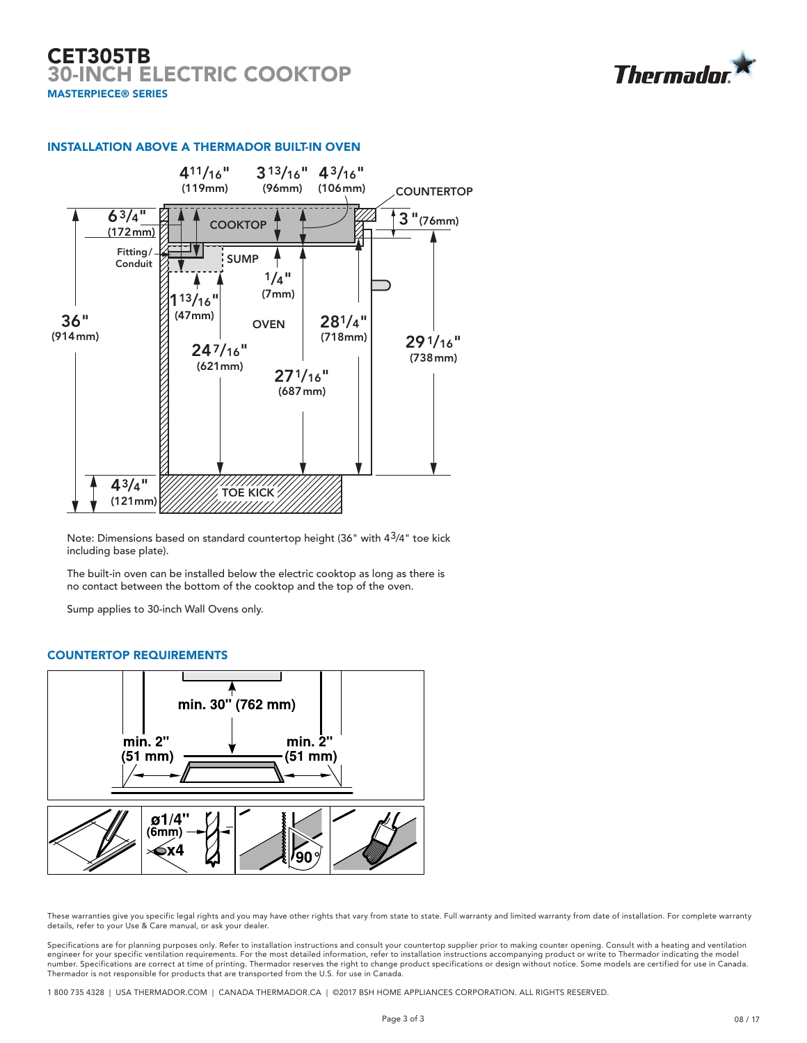# CET305TB
## 30-INCH ELECTRIC COOKTOP
**MASTERPIECE® SERIES**

Thermador

### INSTALLATION ABOVE A THERMADOR BUILT-IN OVEN

4 11/16" (119mm)
3 13/16" (96mm)
4 3/16" (106mm)
COUNTERTOP
6 3/4" (172mm)
COOKTOP
3" (76mm)
Fitting/ Conduit
SUMP
1/4" (7mm)
1 13/16" (47mm)
36" (914mm)
OVEN
28 1/4" (718mm)
24 7/16" (621mm)
29 1/16" (738mm)
27 1/16" (687mm)
4 3/4" (121mm)
TOE KICK

Note: Dimensions based on standard countertop height (36" with 4 3/4" toe kick including base plate).

The built-in oven can be installed below the electric cooktop as long as there is no contact between the bottom of the cooktop and the top of the oven.

Sump applies to 30-inch Wall Ovens only.

### COUNTERTOP REQUIREMENTS

min. 30" (762 mm)
min. 2" (51 mm)
min. 2" (51 mm)
ø1/4" (6mm)
x4
90°

These warranties give you specific legal rights and you may have other rights that vary from state to state. Full warranty and limited warranty from date of installation. For complete warranty details, refer to your Use & Care manual, or ask your dealer.

Specifications are for planning purposes only. Refer to installation instructions and consult your countertop supplier prior to making counter opening. Consult with a heating and ventilation engineer for your specific ventilation requirements. For the most detailed information, refer to installation instructions accompanying product or write to Thermador indicating the model number. Specifications are correct at time of printing. Thermador reserves the right to change product specifications or design without notice. Some models are certified for use in Canada. Thermador is not responsible for products that are transported from the U.S. for use in Canada.

1 800 735 4328 | USA THERMADOR.COM | CANADA THERMADOR.CA | ©2017 BSH HOME APPLIANCES CORPORATION. ALL RIGHTS RESERVED.

08 / 17